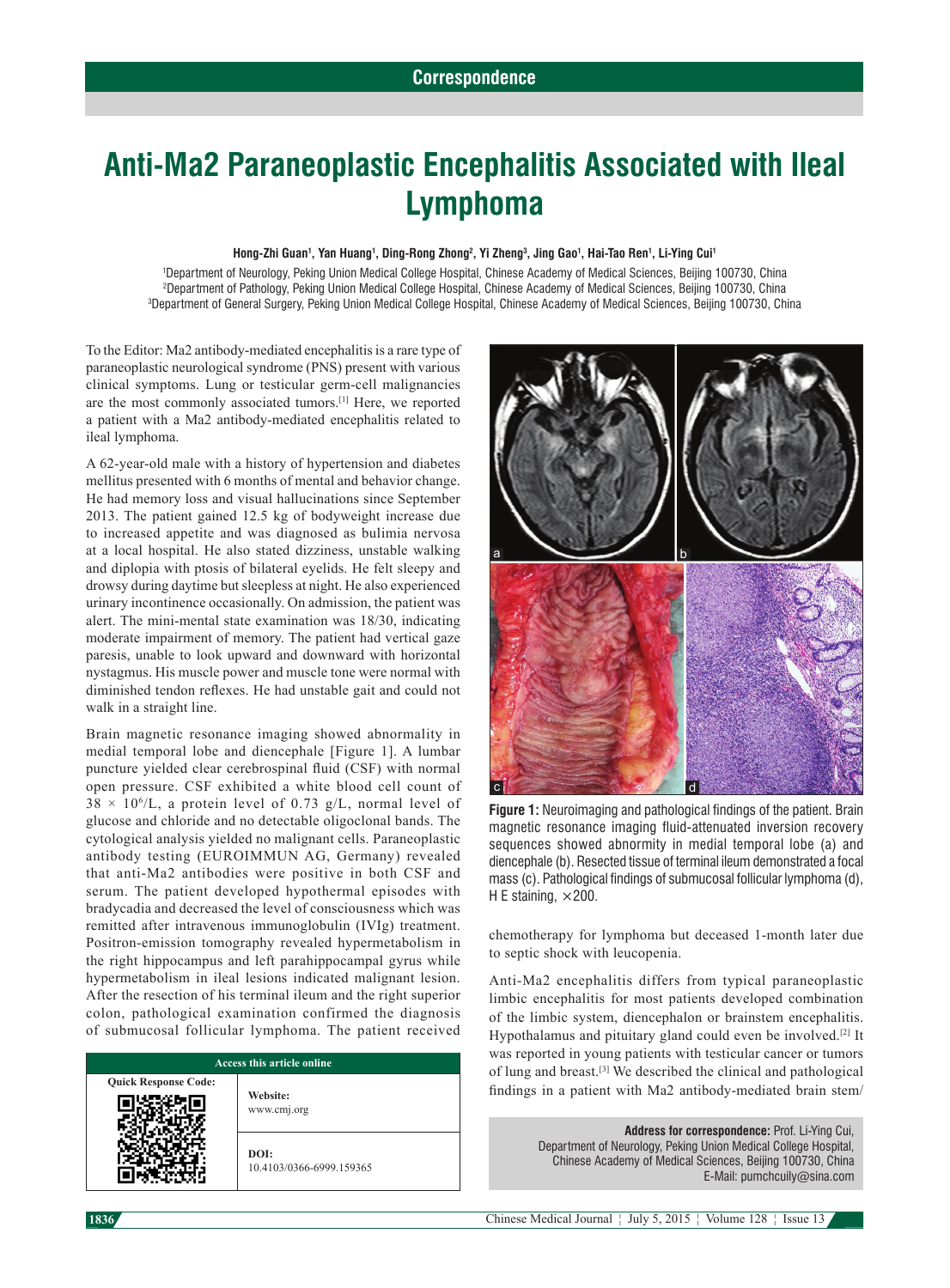Correspondence

# Anti-Ma2 Paraneoplastic Encephalitis Associated with Ileal Lymphoma

**Hong-Zhi Guan[1], Yan Huang[1], Ding-Rong Zhong[2], Yi Zheng[3], Jing Gao[1], Hai-Tao Ren[1], Li-Ying Cui[1]**

[1]Department of Neurology, Peking Union Medical College Hospital, Chinese Academy of Medical Sciences, Beijing 100730, China
[2]Department of Pathology, Peking Union Medical College Hospital, Chinese Academy of Medical Sciences, Beijing 100730, China
[3]Department of General Surgery, Peking Union Medical College Hospital, Chinese Academy of Medical Sciences, Beijing 100730, China

To the Editor: Ma2 antibody-mediated encephalitis is a rare type of paraneoplastic neurological syndrome (PNS) present with various clinical symptoms. Lung or testicular germ-cell malignancies are the most commonly associated tumors.[1] Here, we reported a patient with a Ma2 antibody-mediated encephalitis related to ileal lymphoma.

A 62-year-old male with a history of hypertension and diabetes mellitus presented with 6 months of mental and behavior change. He had memory loss and visual hallucinations since September 2013. The patient gained 12.5 kg of bodyweight increase due to increased appetite and was diagnosed as bulimia nervosa at a local hospital. He also stated dizziness, unstable walking and diplopia with ptosis of bilateral eyelids. He felt sleepy and drowsy during daytime but sleepless at night. He also experienced urinary incontinence occasionally. On admission, the patient was alert. The mini-mental state examination was 18/30, indicating moderate impairment of memory. The patient had vertical gaze paresis, unable to look upward and downward with horizontal nystagmus. His muscle power and muscle tone were normal with diminished tendon reflexes. He had unstable gait and could not walk in a straight line.

Brain magnetic resonance imaging showed abnormality in medial temporal lobe and diencephale [Figure 1]. A lumbar puncture yielded clear cerebrospinal fluid (CSF) with normal open pressure. CSF exhibited a white blood cell count of $38 \times 10^6$/L, a protein level of 0.73 g/L, normal level of glucose and chloride and no detectable oligoclonal bands. The cytological analysis yielded no malignant cells. Paraneoplastic antibody testing (EUROIMMUN AG, Germany) revealed that anti-Ma2 antibodies were positive in both CSF and serum. The patient developed hypothermal episodes with bradycadia and decreased the level of consciousness which was remitted after intravenous immunoglobulin (IVIg) treatment. Positron-emission tomography revealed hypermetabolism in the right hippocampus and left parahippocampal gyrus while hypermetabolism in ileal lesions indicated malignant lesion. After the resection of his terminal ileum and the right superior colon, pathological examination confirmed the diagnosis of submucosal follicular lymphoma. The patient received chemotherapy for lymphoma but deceased 1-month later due to septic shock with leucopenia.

**Figure 1:** Neuroimaging and pathological findings of the patient. Brain magnetic resonance imaging fluid-attenuated inversion recovery sequences showed abnormity in medial temporal lobe (a) and diencephale (b). Resected tissue of terminal ileum demonstrated a focal mass (c). Pathological findings of submucosal follicular lymphoma (d), H E staining, ×200.

Anti-Ma2 encephalitis differs from typical paraneoplastic limbic encephalitis for most patients developed combination of the limbic system, diencephalon or brainstem encephalitis. Hypothalamus and pituitary gland could even be involved.[2] It was reported in young patients with testicular cancer or tumors of lung and breast.[3] We described the clinical and pathological findings in a patient with Ma2 antibody-mediated brain stem/

| Access this article online | |
|---|---|
| Quick Response Code: | Website: www.cmj.org |
| | DOI: 10.4103/0366-6999.159365 |

**Address for correspondence:** Prof. Li-Ying Cui, Department of Neurology, Peking Union Medical College Hospital, Chinese Academy of Medical Sciences, Beijing 100730, China
E-Mail: pumchcuily@sina.com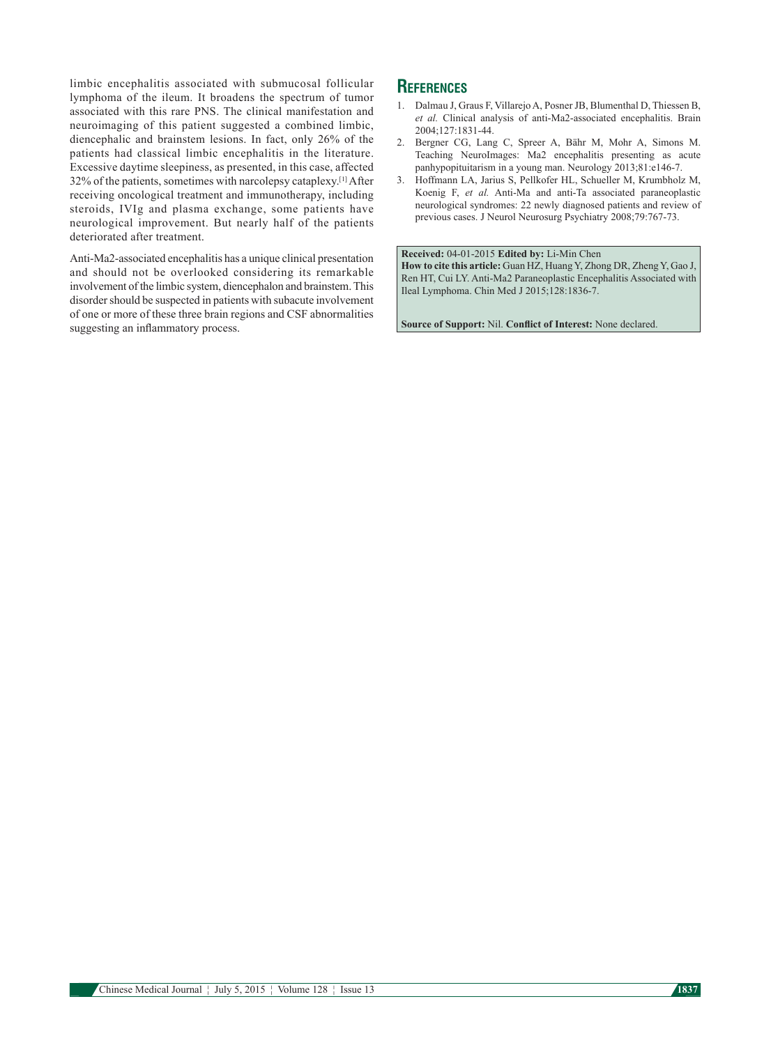limbic encephalitis associated with submucosal follicular lymphoma of the ileum. It broadens the spectrum of tumor associated with this rare PNS. The clinical manifestation and neuroimaging of this patient suggested a combined limbic, diencephalic and brainstem lesions. In fact, only 26% of the patients had classical limbic encephalitis in the literature. Excessive daytime sleepiness, as presented, in this case, affected 32% of the patients, sometimes with narcolepsy cataplexy.[1] After receiving oncological treatment and immunotherapy, including steroids, IVIg and plasma exchange, some patients have neurological improvement. But nearly half of the patients deteriorated after treatment.

Anti-Ma2-associated encephalitis has a unique clinical presentation and should not be overlooked considering its remarkable involvement of the limbic system, diencephalon and brainstem. This disorder should be suspected in patients with subacute involvement of one or more of these three brain regions and CSF abnormalities suggesting an inflammatory process.

## References

1. Dalmau J, Graus F, Villarejo A, Posner JB, Blumenthal D, Thiessen B, *et al.* Clinical analysis of anti-Ma2-associated encephalitis. Brain 2004;127:1831-44.
2. Bergner CG, Lang C, Spreer A, Bähr M, Mohr A, Simons M. Teaching NeuroImages: Ma2 encephalitis presenting as acute panhypopituitarism in a young man. Neurology 2013;81:e146-7.
3. Hoffmann LA, Jarius S, Pellkofer HL, Schueller M, Krumbholz M, Koenig F, *et al.* Anti-Ma and anti-Ta associated paraneoplastic neurological syndromes: 22 newly diagnosed patients and review of previous cases. J Neurol Neurosurg Psychiatry 2008;79:767-73.

**Received:** 04-01-2015 **Edited by:** Li-Min Chen
**How to cite this article:** Guan HZ, Huang Y, Zhong DR, Zheng Y, Gao J, Ren HT, Cui LY. Anti-Ma2 Paraneoplastic Encephalitis Associated with Ileal Lymphoma. Chin Med J 2015;128:1836-7.

**Source of Support:** Nil. **Conflict of Interest:** None declared.